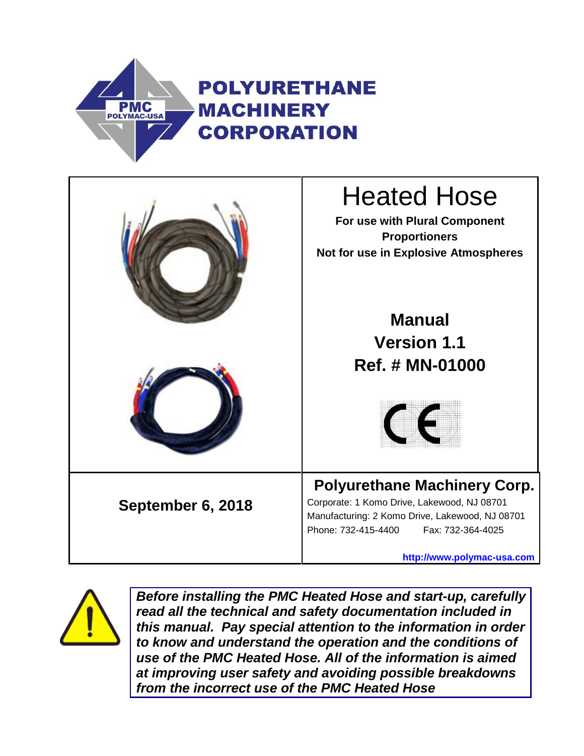**PMC**
**POLYMAC-USA**

**POLYURETHANE MACHINERY CORPORATION**

# Heated Hose

**For use with Plural Component Proportioners**
**Not for use in Explosive Atmospheres**

**Manual**
**Version 1.1**
**Ref. # MN-01000**

CE

**September 6, 2018**

**Polyurethane Machinery Corp.**

Corporate: 1 Komo Drive, Lakewood, NJ 08701
Manufacturing: 2 Komo Drive, Lakewood, NJ 08701
Phone: 732-415-4400 Fax: 732-364-4025

**http://www.polymac-usa.com**

***Before installing the PMC Heated Hose and start-up, carefully read all the technical and safety documentation included in this manual. Pay special attention to the information in order to know and understand the operation and the conditions of use of the PMC Heated Hose. All of the information is aimed at improving user safety and avoiding possible breakdowns from the incorrect use of the PMC Heated Hose***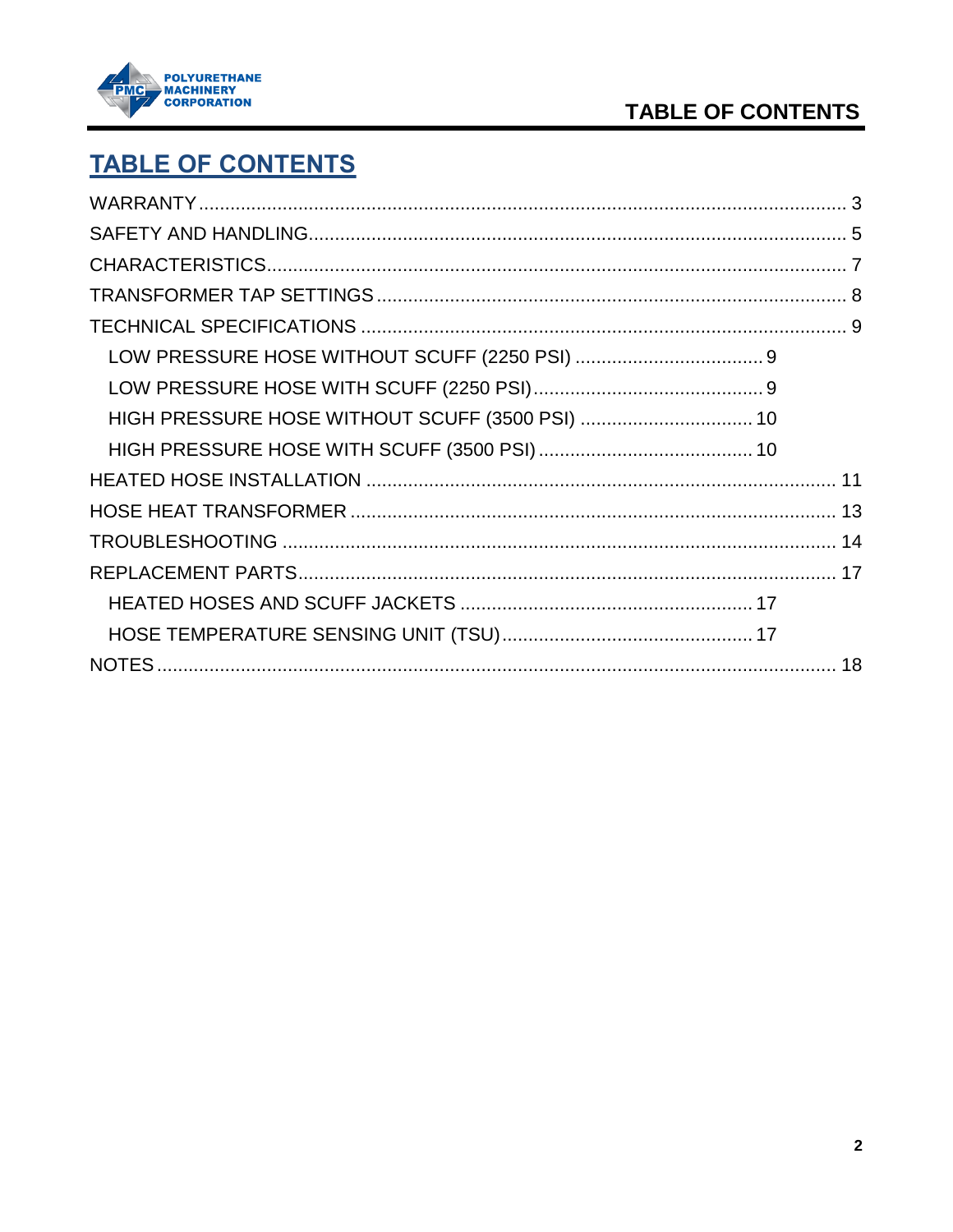# TABLE OF CONTENTS

WARRANTY ........................................................................................................... 3
SAFETY AND HANDLING..................................................................................... 5
CHARACTERISTICS............................................................................................ 7
TRANSFORMER TAP SETTINGS ........................................................................ 8
TECHNICAL SPECIFICATIONS ........................................................................... 9
- LOW PRESSURE HOSE WITHOUT SCUFF (2250 PSI) .................................... 9
- LOW PRESSURE HOSE WITH SCUFF (2250 PSI)............................................ 9
- HIGH PRESSURE HOSE WITHOUT SCUFF (3500 PSI) ................................. 10
- HIGH PRESSURE HOSE WITH SCUFF (3500 PSI) ......................................... 10

HEATED HOSE INSTALLATION ........................................................................ 11
HOSE HEAT TRANSFORMER ............................................................................ 13
TROUBLESHOOTING ........................................................................................ 14
REPLACEMENT PARTS..................................................................................... 17
- HEATED HOSES AND SCUFF JACKETS ........................................................ 17
- HOSE TEMPERATURE SENSING UNIT (TSU)................................................ 17

NOTES ................................................................................................................ 18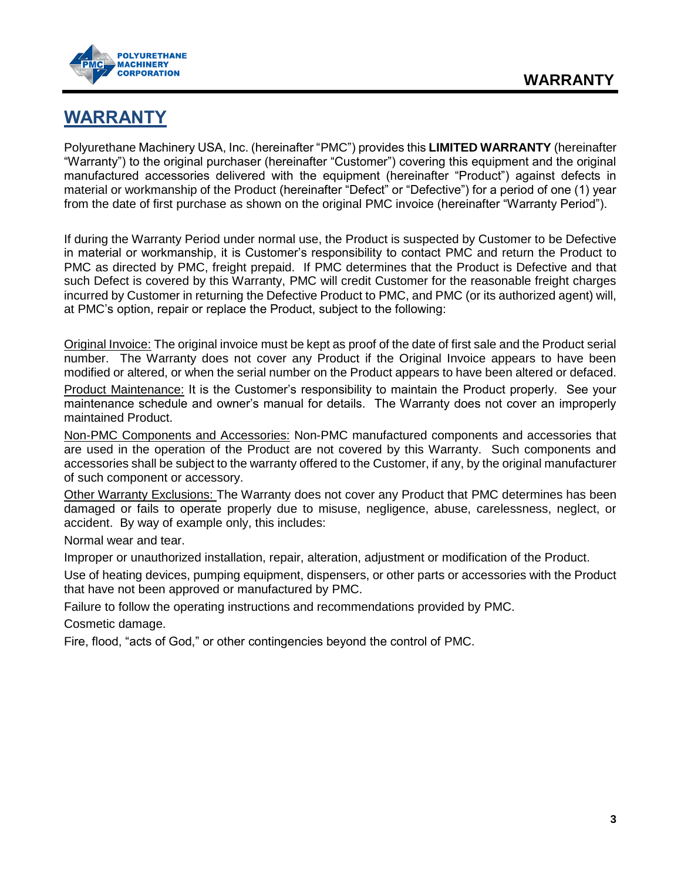# WARRANTY

Polyurethane Machinery USA, Inc. (hereinafter "PMC") provides this **LIMITED WARRANTY** (hereinafter "Warranty") to the original purchaser (hereinafter "Customer") covering this equipment and the original manufactured accessories delivered with the equipment (hereinafter "Product") against defects in material or workmanship of the Product (hereinafter "Defect" or "Defective") for a period of one (1) year from the date of first purchase as shown on the original PMC invoice (hereinafter "Warranty Period").

If during the Warranty Period under normal use, the Product is suspected by Customer to be Defective in material or workmanship, it is Customer's responsibility to contact PMC and return the Product to PMC as directed by PMC, freight prepaid. If PMC determines that the Product is Defective and that such Defect is covered by this Warranty, PMC will credit Customer for the reasonable freight charges incurred by Customer in returning the Defective Product to PMC, and PMC (or its authorized agent) will, at PMC's option, repair or replace the Product, subject to the following:

Original Invoice: The original invoice must be kept as proof of the date of first sale and the Product serial number. The Warranty does not cover any Product if the Original Invoice appears to have been modified or altered, or when the serial number on the Product appears to have been altered or defaced.

Product Maintenance: It is the Customer's responsibility to maintain the Product properly. See your maintenance schedule and owner's manual for details. The Warranty does not cover an improperly maintained Product.

Non-PMC Components and Accessories: Non-PMC manufactured components and accessories that are used in the operation of the Product are not covered by this Warranty. Such components and accessories shall be subject to the warranty offered to the Customer, if any, by the original manufacturer of such component or accessory.

Other Warranty Exclusions: The Warranty does not cover any Product that PMC determines has been damaged or fails to operate properly due to misuse, negligence, abuse, carelessness, neglect, or accident. By way of example only, this includes:

Normal wear and tear.

Improper or unauthorized installation, repair, alteration, adjustment or modification of the Product.

Use of heating devices, pumping equipment, dispensers, or other parts or accessories with the Product that have not been approved or manufactured by PMC.

Failure to follow the operating instructions and recommendations provided by PMC.

Cosmetic damage.

Fire, flood, "acts of God," or other contingencies beyond the control of PMC.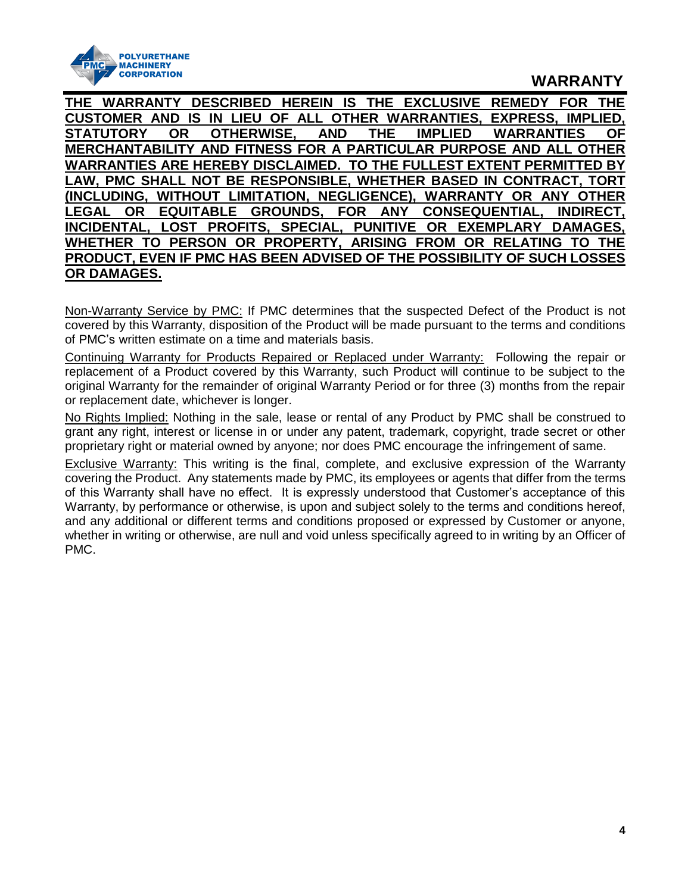# WARRANTY

**THE WARRANTY DESCRIBED HEREIN IS THE EXCLUSIVE REMEDY FOR THE CUSTOMER AND IS IN LIEU OF ALL OTHER WARRANTIES, EXPRESS, IMPLIED, STATUTORY OR OTHERWISE, AND THE IMPLIED WARRANTIES OF MERCHANTABILITY AND FITNESS FOR A PARTICULAR PURPOSE AND ALL OTHER WARRANTIES ARE HEREBY DISCLAIMED. TO THE FULLEST EXTENT PERMITTED BY LAW, PMC SHALL NOT BE RESPONSIBLE, WHETHER BASED IN CONTRACT, TORT (INCLUDING, WITHOUT LIMITATION, NEGLIGENCE), WARRANTY OR ANY OTHER LEGAL OR EQUITABLE GROUNDS, FOR ANY CONSEQUENTIAL, INDIRECT, INCIDENTAL, LOST PROFITS, SPECIAL, PUNITIVE OR EXEMPLARY DAMAGES, WHETHER TO PERSON OR PROPERTY, ARISING FROM OR RELATING TO THE PRODUCT, EVEN IF PMC HAS BEEN ADVISED OF THE POSSIBILITY OF SUCH LOSSES OR DAMAGES.**

Non-Warranty Service by PMC: If PMC determines that the suspected Defect of the Product is not covered by this Warranty, disposition of the Product will be made pursuant to the terms and conditions of PMC's written estimate on a time and materials basis.

Continuing Warranty for Products Repaired or Replaced under Warranty: Following the repair or replacement of a Product covered by this Warranty, such Product will continue to be subject to the original Warranty for the remainder of original Warranty Period or for three (3) months from the repair or replacement date, whichever is longer.

No Rights Implied: Nothing in the sale, lease or rental of any Product by PMC shall be construed to grant any right, interest or license in or under any patent, trademark, copyright, trade secret or other proprietary right or material owned by anyone; nor does PMC encourage the infringement of same.

Exclusive Warranty: This writing is the final, complete, and exclusive expression of the Warranty covering the Product. Any statements made by PMC, its employees or agents that differ from the terms of this Warranty shall have no effect. It is expressly understood that Customer's acceptance of this Warranty, by performance or otherwise, is upon and subject solely to the terms and conditions hereof, and any additional or different terms and conditions proposed or expressed by Customer or anyone, whether in writing or otherwise, are null and void unless specifically agreed to in writing by an Officer of PMC.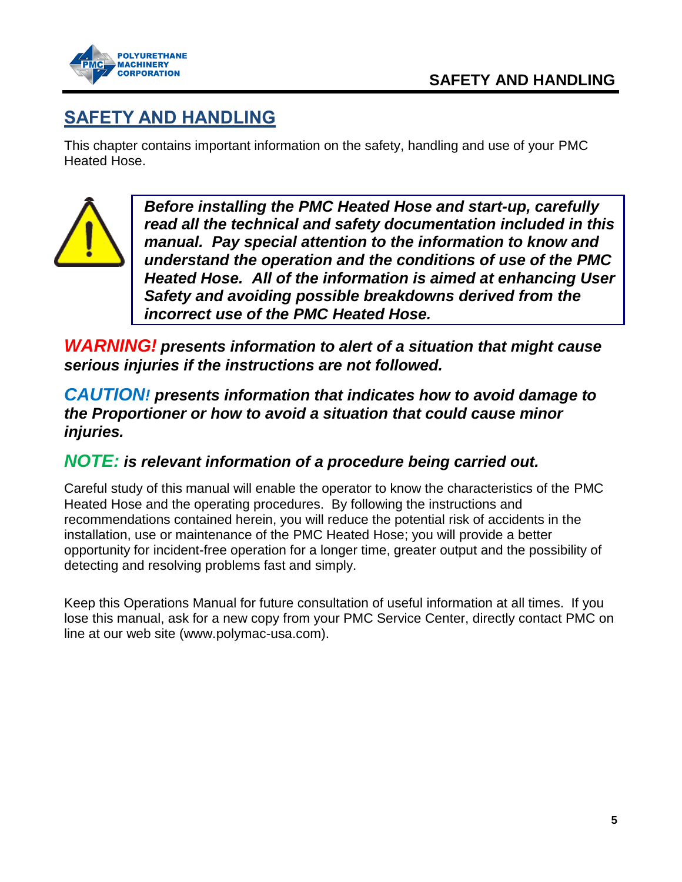# SAFETY AND HANDLING

This chapter contains important information on the safety, handling and use of your PMC Heated Hose.

> ***Before installing the PMC Heated Hose and start-up, carefully read all the technical and safety documentation included in this manual. Pay special attention to the information to know and understand the operation and the conditions of use of the PMC Heated Hose. All of the information is aimed at enhancing User Safety and avoiding possible breakdowns derived from the incorrect use of the PMC Heated Hose.***

***WARNING! presents information to alert of a situation that might cause serious injuries if the instructions are not followed.***

***CAUTION! presents information that indicates how to avoid damage to the Proportioner or how to avoid a situation that could cause minor injuries.***

***NOTE: is relevant information of a procedure being carried out.***

Careful study of this manual will enable the operator to know the characteristics of the PMC Heated Hose and the operating procedures. By following the instructions and recommendations contained herein, you will reduce the potential risk of accidents in the installation, use or maintenance of the PMC Heated Hose; you will provide a better opportunity for incident-free operation for a longer time, greater output and the possibility of detecting and resolving problems fast and simply.

Keep this Operations Manual for future consultation of useful information at all times. If you lose this manual, ask for a new copy from your PMC Service Center, directly contact PMC on line at our web site (www.polymac-usa.com).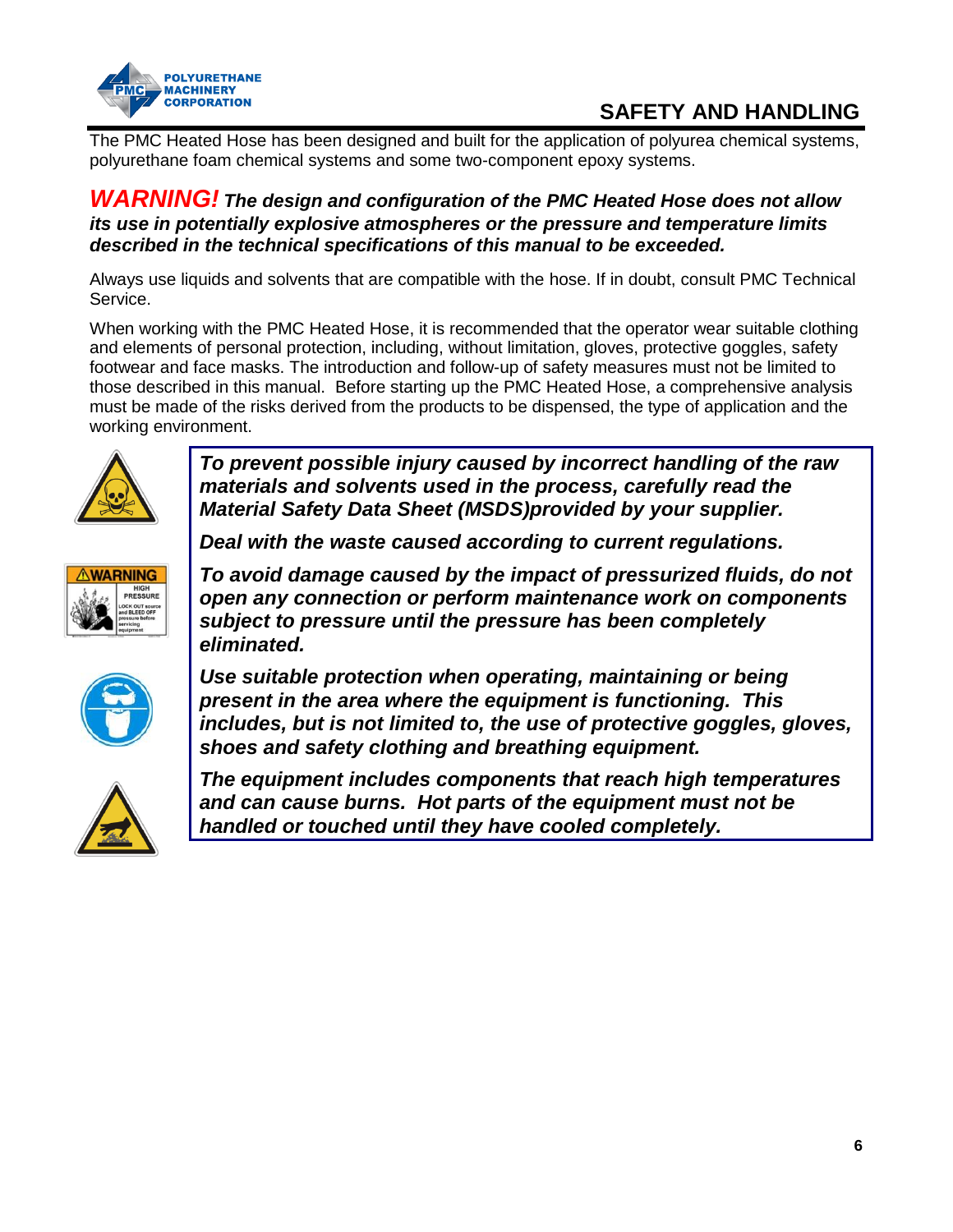## SAFETY AND HANDLING

The PMC Heated Hose has been designed and built for the application of polyurea chemical systems, polyurethane foam chemical systems and some two-component epoxy systems.

***WARNING!* The design and configuration of the PMC Heated Hose does not allow its use in potentially explosive atmospheres or the pressure and temperature limits described in the technical specifications of this manual to be exceeded.**

Always use liquids and solvents that are compatible with the hose. If in doubt, consult PMC Technical Service.

When working with the PMC Heated Hose, it is recommended that the operator wear suitable clothing and elements of personal protection, including, without limitation, gloves, protective goggles, safety footwear and face masks. The introduction and follow-up of safety measures must not be limited to those described in this manual. Before starting up the PMC Heated Hose, a comprehensive analysis must be made of the risks derived from the products to be dispensed, the type of application and the working environment.

***To prevent possible injury caused by incorrect handling of the raw materials and solvents used in the process, carefully read the Material Safety Data Sheet (MSDS)provided by your supplier.***

***Deal with the waste caused according to current regulations.***

***To avoid damage caused by the impact of pressurized fluids, do not open any connection or perform maintenance work on components subject to pressure until the pressure has been completely eliminated.***

***Use suitable protection when operating, maintaining or being present in the area where the equipment is functioning. This includes, but is not limited to, the use of protective goggles, gloves, shoes and safety clothing and breathing equipment.***

***The equipment includes components that reach high temperatures and can cause burns. Hot parts of the equipment must not be handled or touched until they have cooled completely.***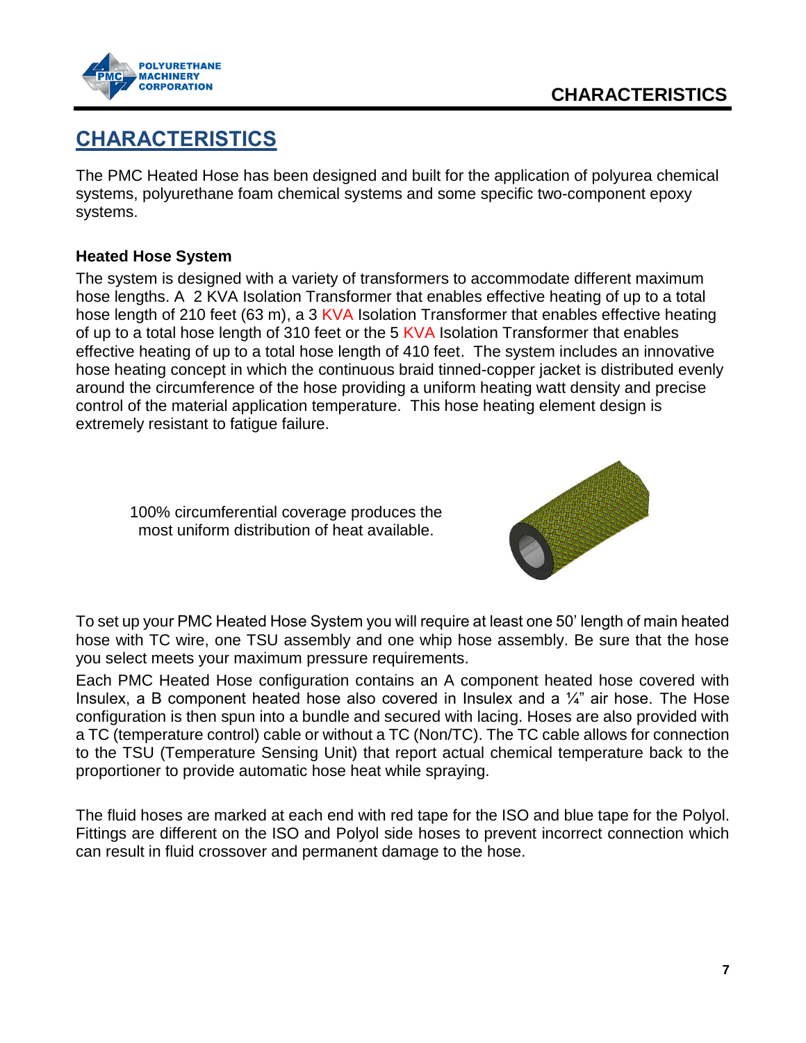## CHARACTERISTICS

The PMC Heated Hose has been designed and built for the application of polyurea chemical systems, polyurethane foam chemical systems and some specific two-component epoxy systems.

### Heated Hose System

The system is designed with a variety of transformers to accommodate different maximum hose lengths. A 2 KVA Isolation Transformer that enables effective heating of up to a total hose length of 210 feet (63 m), a 3 KVA Isolation Transformer that enables effective heating of up to a total hose length of 310 feet or the 5 KVA Isolation Transformer that enables effective heating of up to a total hose length of 410 feet. The system includes an innovative hose heating concept in which the continuous braid tinned-copper jacket is distributed evenly around the circumference of the hose providing a uniform heating watt density and precise control of the material application temperature. This hose heating element design is extremely resistant to fatigue failure.

100% circumferential coverage produces the most uniform distribution of heat available.

To set up your PMC Heated Hose System you will require at least one 50' length of main heated hose with TC wire, one TSU assembly and one whip hose assembly. Be sure that the hose you select meets your maximum pressure requirements.

Each PMC Heated Hose configuration contains an A component heated hose covered with Insulex, a B component heated hose also covered in Insulex and a ¼" air hose. The Hose configuration is then spun into a bundle and secured with lacing. Hoses are also provided with a TC (temperature control) cable or without a TC (Non/TC). The TC cable allows for connection to the TSU (Temperature Sensing Unit) that report actual chemical temperature back to the proportioner to provide automatic hose heat while spraying.

The fluid hoses are marked at each end with red tape for the ISO and blue tape for the Polyol. Fittings are different on the ISO and Polyol side hoses to prevent incorrect connection which can result in fluid crossover and permanent damage to the hose.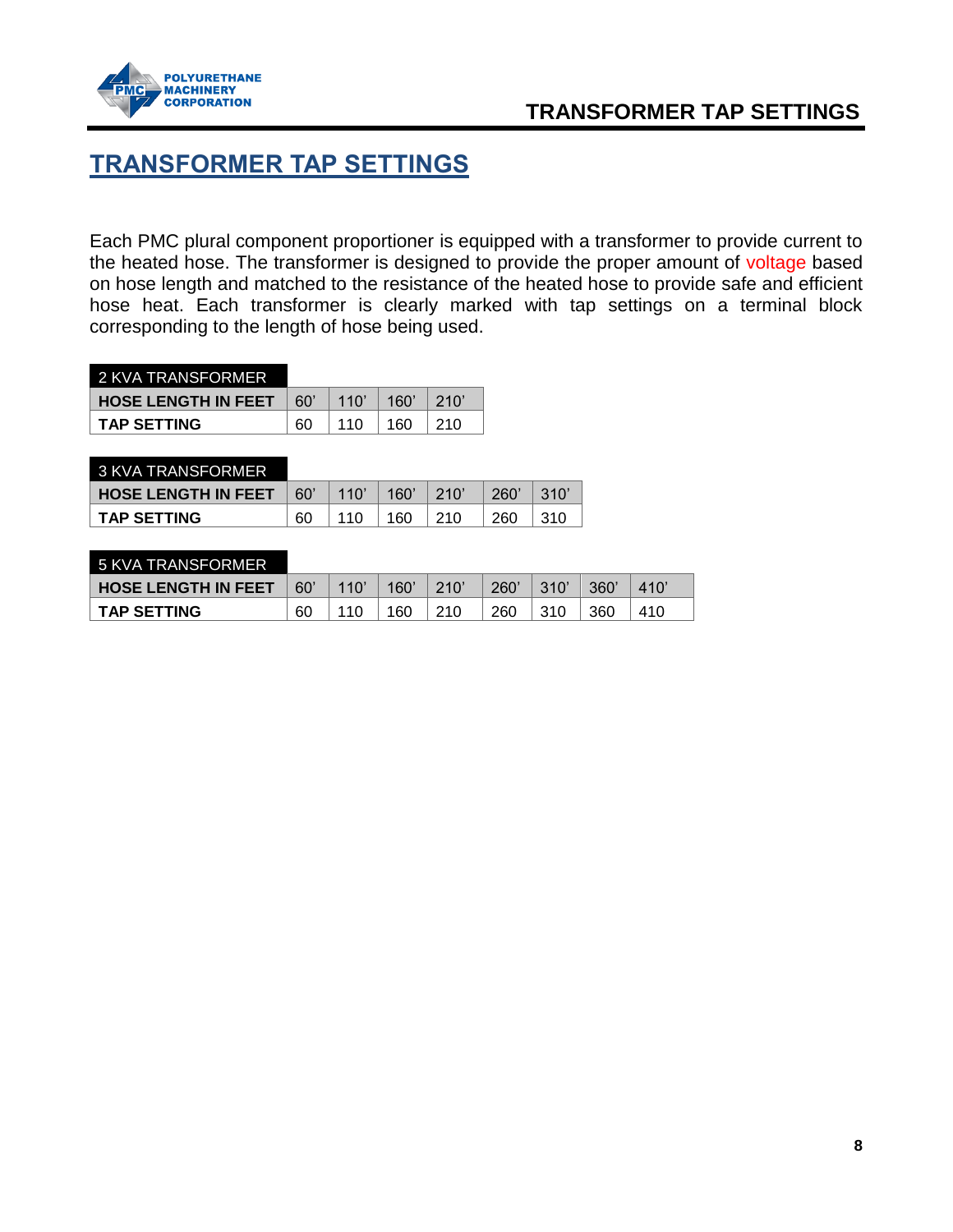# TRANSFORMER TAP SETTINGS

Each PMC plural component proportioner is equipped with a transformer to provide current to the heated hose. The transformer is designed to provide the proper amount of voltage based on hose length and matched to the resistance of the heated hose to provide safe and efficient hose heat. Each transformer is clearly marked with tap settings on a terminal block corresponding to the length of hose being used.

**2 KVA TRANSFORMER**

| **HOSE LENGTH IN FEET** | 60' | 110' | 160' | 210' |
|---|---|---|---|---|
| **TAP SETTING** | 60 | 110 | 160 | 210 |

**3 KVA TRANSFORMER**

| **HOSE LENGTH IN FEET** | 60' | 110' | 160' | 210' | 260' | 310' |
|---|---|---|---|---|---|---|
| **TAP SETTING** | 60 | 110 | 160 | 210 | 260 | 310 |

**5 KVA TRANSFORMER**

| **HOSE LENGTH IN FEET** | 60' | 110' | 160' | 210' | 260' | 310' | 360' | 410' |
|---|---|---|---|---|---|---|---|---|
| **TAP SETTING** | 60 | 110 | 160 | 210 | 260 | 310 | 360 | 410 |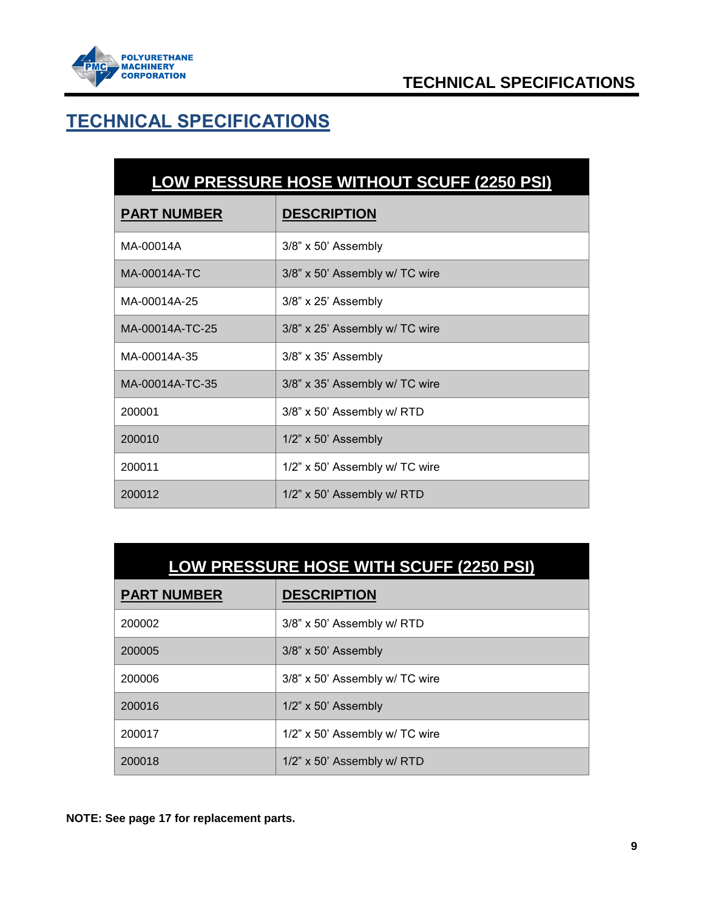# TECHNICAL SPECIFICATIONS

| LOW PRESSURE HOSE WITHOUT SCUFF (2250 PSI) | |
|---|---|
| **PART NUMBER** | **DESCRIPTION** |
| MA-00014A | 3/8" x 50' Assembly |
| MA-00014A-TC | 3/8" x 50' Assembly w/ TC wire |
| MA-00014A-25 | 3/8" x 25' Assembly |
| MA-00014A-TC-25 | 3/8" x 25' Assembly w/ TC wire |
| MA-00014A-35 | 3/8" x 35' Assembly |
| MA-00014A-TC-35 | 3/8" x 35' Assembly w/ TC wire |
| 200001 | 3/8" x 50' Assembly w/ RTD |
| 200010 | 1/2" x 50' Assembly |
| 200011 | 1/2" x 50' Assembly w/ TC wire |
| 200012 | 1/2" x 50' Assembly w/ RTD |

| LOW PRESSURE HOSE WITH SCUFF (2250 PSI) | |
|---|---|
| **PART NUMBER** | **DESCRIPTION** |
| 200002 | 3/8" x 50' Assembly w/ RTD |
| 200005 | 3/8" x 50' Assembly |
| 200006 | 3/8" x 50' Assembly w/ TC wire |
| 200016 | 1/2" x 50' Assembly |
| 200017 | 1/2" x 50' Assembly w/ TC wire |
| 200018 | 1/2" x 50' Assembly w/ RTD |

**NOTE: See page 17 for replacement parts.**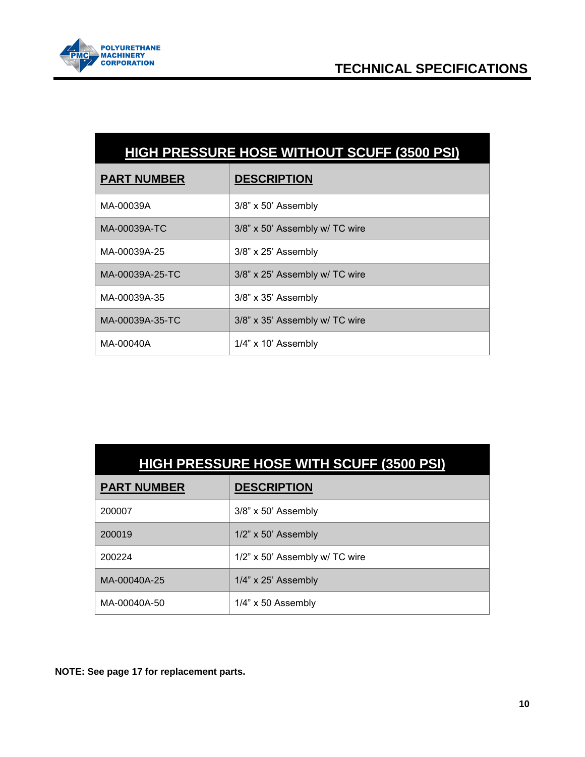# TECHNICAL SPECIFICATIONS

| HIGH PRESSURE HOSE WITHOUT SCUFF (3500 PSI) | |
|---|---|
| **PART NUMBER** | **DESCRIPTION** |
| MA-00039A | 3/8” x 50’ Assembly |
| MA-00039A-TC | 3/8” x 50’ Assembly w/ TC wire |
| MA-00039A-25 | 3/8” x 25’ Assembly |
| MA-00039A-25-TC | 3/8” x 25’ Assembly w/ TC wire |
| MA-00039A-35 | 3/8” x 35’ Assembly |
| MA-00039A-35-TC | 3/8” x 35’ Assembly w/ TC wire |
| MA-00040A | 1/4” x 10’ Assembly |

| HIGH PRESSURE HOSE WITH SCUFF (3500 PSI) | |
|---|---|
| **PART NUMBER** | **DESCRIPTION** |
| 200007 | 3/8” x 50’ Assembly |
| 200019 | 1/2” x 50’ Assembly |
| 200224 | 1/2” x 50’ Assembly w/ TC wire |
| MA-00040A-25 | 1/4” x 25’ Assembly |
| MA-00040A-50 | 1/4” x 50 Assembly |

**NOTE: See page 17 for replacement parts.**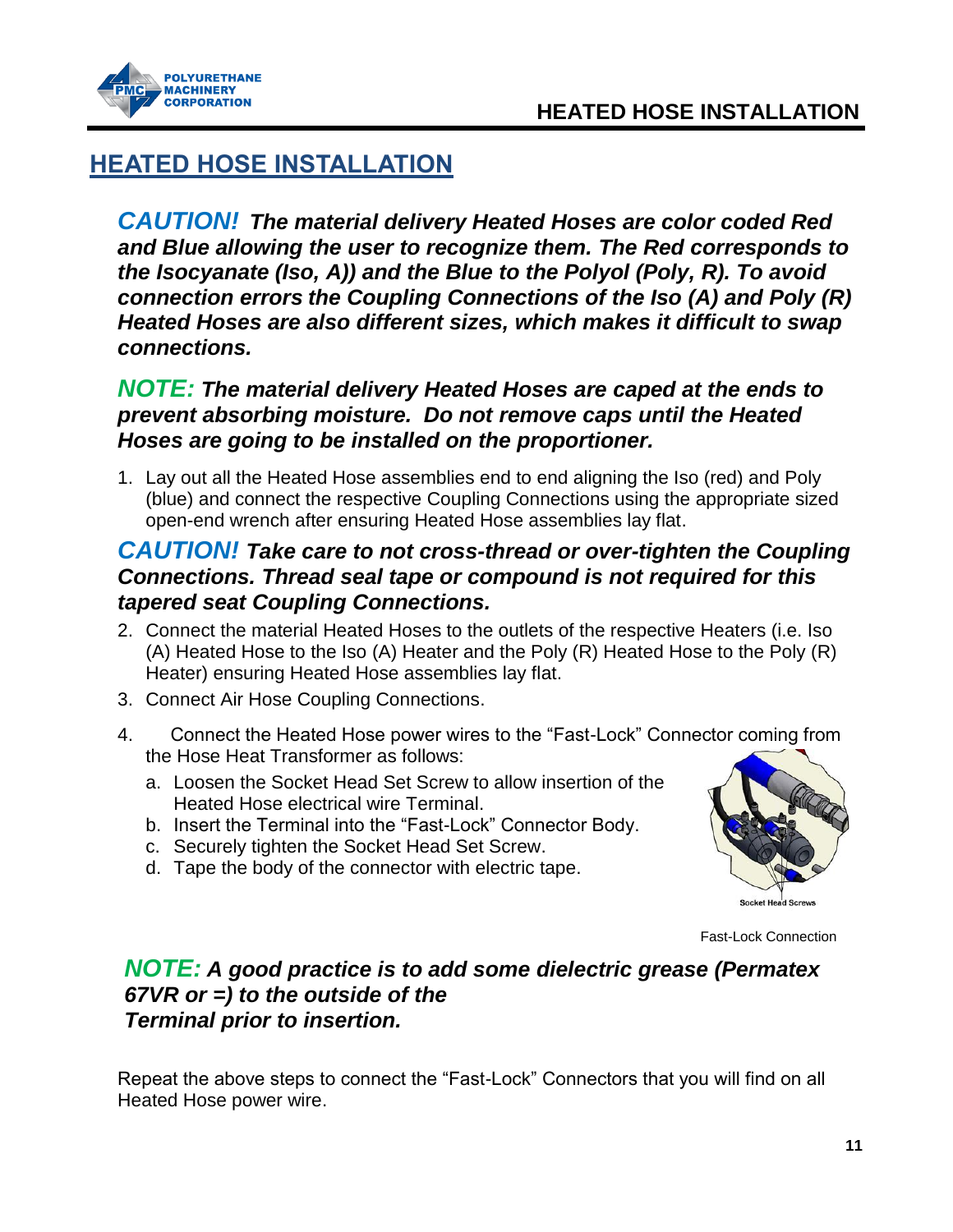# HEATED HOSE INSTALLATION

***CAUTION!*** ***The material delivery Heated Hoses are color coded Red and Blue allowing the user to recognize them. The Red corresponds to the Isocyanate (Iso, A)) and the Blue to the Polyol (Poly, R). To avoid connection errors the Coupling Connections of the Iso (A) and Poly (R) Heated Hoses are also different sizes, which makes it difficult to swap connections.***

***NOTE:*** ***The material delivery Heated Hoses are caped at the ends to prevent absorbing moisture. Do not remove caps until the Heated Hoses are going to be installed on the proportioner.***

1. Lay out all the Heated Hose assemblies end to end aligning the Iso (red) and Poly (blue) and connect the respective Coupling Connections using the appropriate sized open-end wrench after ensuring Heated Hose assemblies lay flat.

***CAUTION!*** ***Take care to not cross-thread or over-tighten the Coupling Connections. Thread seal tape or compound is not required for this tapered seat Coupling Connections.***

2. Connect the material Heated Hoses to the outlets of the respective Heaters (i.e. Iso (A) Heated Hose to the Iso (A) Heater and the Poly (R) Heated Hose to the Poly (R) Heater) ensuring Heated Hose assemblies lay flat.
3. Connect Air Hose Coupling Connections.
4. Connect the Heated Hose power wires to the "Fast-Lock" Connector coming from the Hose Heat Transformer as follows:
   a. Loosen the Socket Head Set Screw to allow insertion of the Heated Hose electrical wire Terminal.
   b. Insert the Terminal into the "Fast-Lock" Connector Body.
   c. Securely tighten the Socket Head Set Screw.
   d. Tape the body of the connector with electric tape.

Socket Head Screws

Fast-Lock Connection

***NOTE:*** ***A good practice is to add some dielectric grease (Permatex 67VR or =) to the outside of the Terminal prior to insertion.***

Repeat the above steps to connect the "Fast-Lock" Connectors that you will find on all Heated Hose power wire.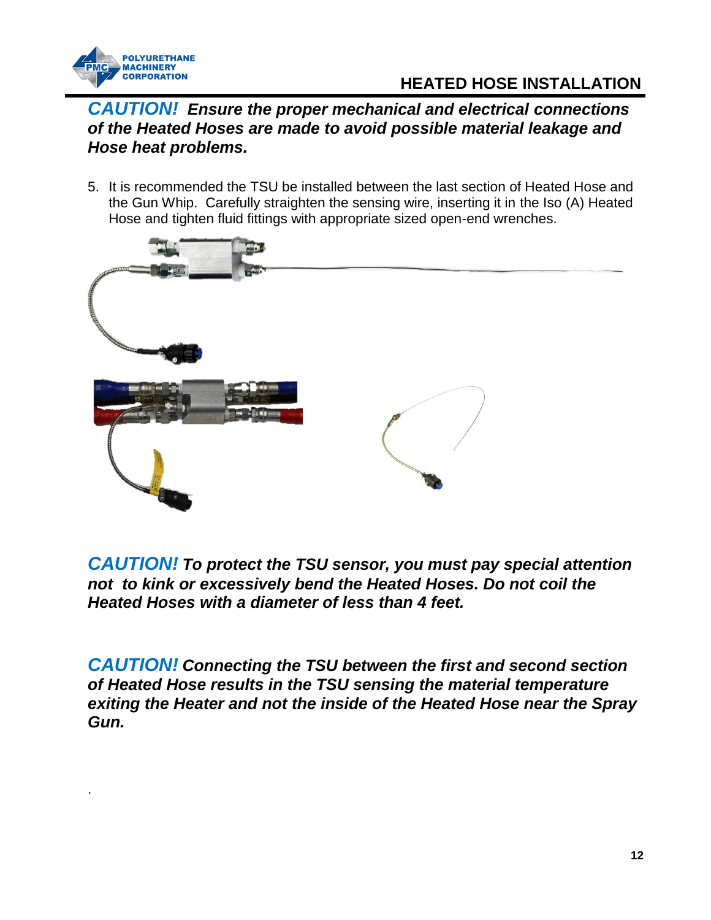## HEATED HOSE INSTALLATION

***CAUTION! Ensure the proper mechanical and electrical connections of the Heated Hoses are made to avoid possible material leakage and Hose heat problems.***

5. It is recommended the TSU be installed between the last section of Heated Hose and the Gun Whip. Carefully straighten the sensing wire, inserting it in the Iso (A) Heated Hose and tighten fluid fittings with appropriate sized open-end wrenches.

***CAUTION! To protect the TSU sensor, you must pay special attention not to kink or excessively bend the Heated Hoses. Do not coil the Heated Hoses with a diameter of less than 4 feet.***

***CAUTION! Connecting the TSU between the first and second section of Heated Hose results in the TSU sensing the material temperature exiting the Heater and not the inside of the Heated Hose near the Spray Gun.***

.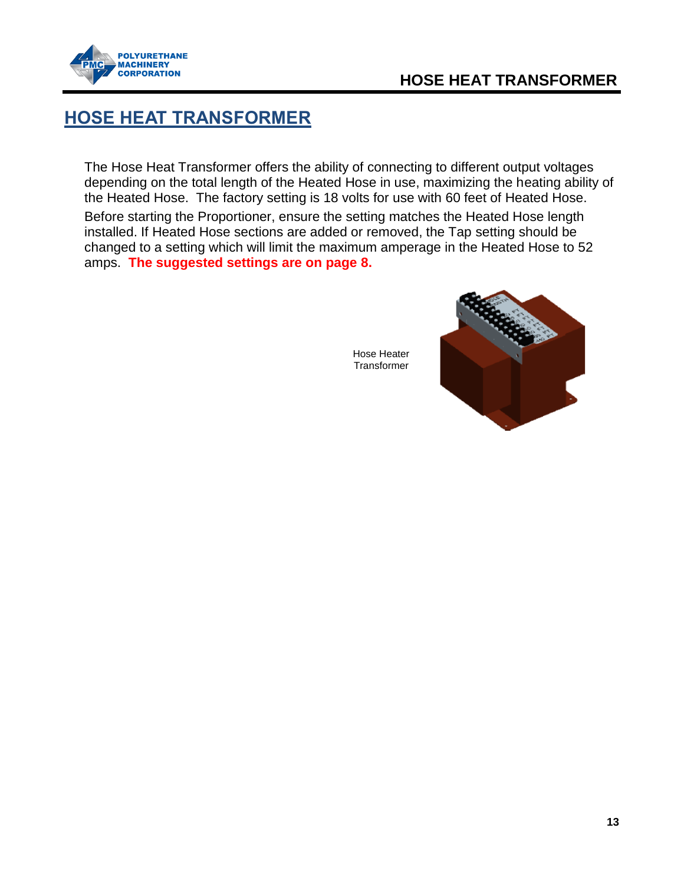# HOSE HEAT TRANSFORMER

The Hose Heat Transformer offers the ability of connecting to different output voltages depending on the total length of the Heated Hose in use, maximizing the heating ability of the Heated Hose. The factory setting is 18 volts for use with 60 feet of Heated Hose.

Before starting the Proportioner, ensure the setting matches the Heated Hose length installed. If Heated Hose sections are added or removed, the Tap setting should be changed to a setting which will limit the maximum amperage in the Heated Hose to 52 amps. **The suggested settings are on page 8.**

Hose Heater Transformer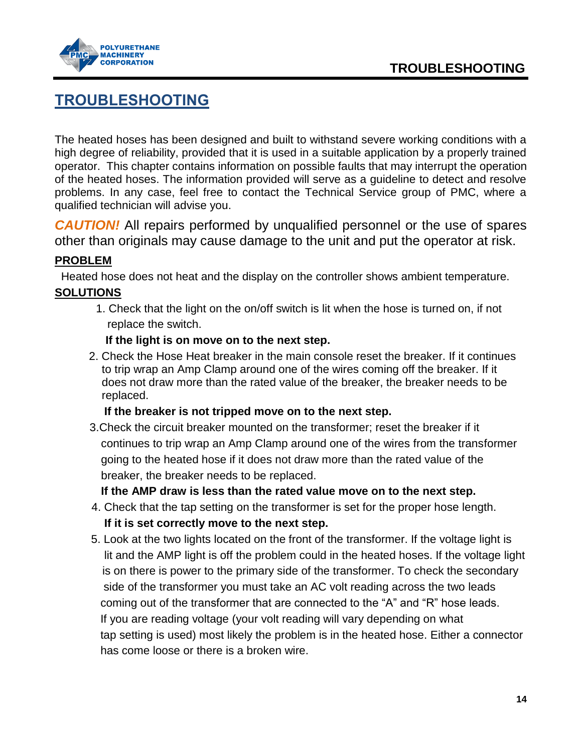# TROUBLESHOOTING

The heated hoses has been designed and built to withstand severe working conditions with a high degree of reliability, provided that it is used in a suitable application by a properly trained operator. This chapter contains information on possible faults that may interrupt the operation of the heated hoses. The information provided will serve as a guideline to detect and resolve problems. In any case, feel free to contact the Technical Service group of PMC, where a qualified technician will advise you.

***CAUTION!*** All repairs performed by unqualified personnel or the use of spares other than originals may cause damage to the unit and put the operator at risk.

**PROBLEM**

Heated hose does not heat and the display on the controller shows ambient temperature.

**SOLUTIONS**

1. Check that the light on the on/off switch is lit when the hose is turned on, if not replace the switch.

   **If the light is on move on to the next step.**

2. Check the Hose Heat breaker in the main console reset the breaker. If it continues to trip wrap an Amp Clamp around one of the wires coming off the breaker. If it does not draw more than the rated value of the breaker, the breaker needs to be replaced.

   **If the breaker is not tripped move on to the next step.**

3. Check the circuit breaker mounted on the transformer; reset the breaker if it continues to trip wrap an Amp Clamp around one of the wires from the transformer going to the heated hose if it does not draw more than the rated value of the breaker, the breaker needs to be replaced.

   **If the AMP draw is less than the rated value move on to the next step.**

4. Check that the tap setting on the transformer is set for the proper hose length.

   **If it is set correctly move to the next step.**

5. Look at the two lights located on the front of the transformer. If the voltage light is lit and the AMP light is off the problem could in the heated hoses. If the voltage light is on there is power to the primary side of the transformer. To check the secondary side of the transformer you must take an AC volt reading across the two leads coming out of the transformer that are connected to the "A" and "R" hose leads. If you are reading voltage (your volt reading will vary depending on what tap setting is used) most likely the problem is in the heated hose. Either a connector has come loose or there is a broken wire.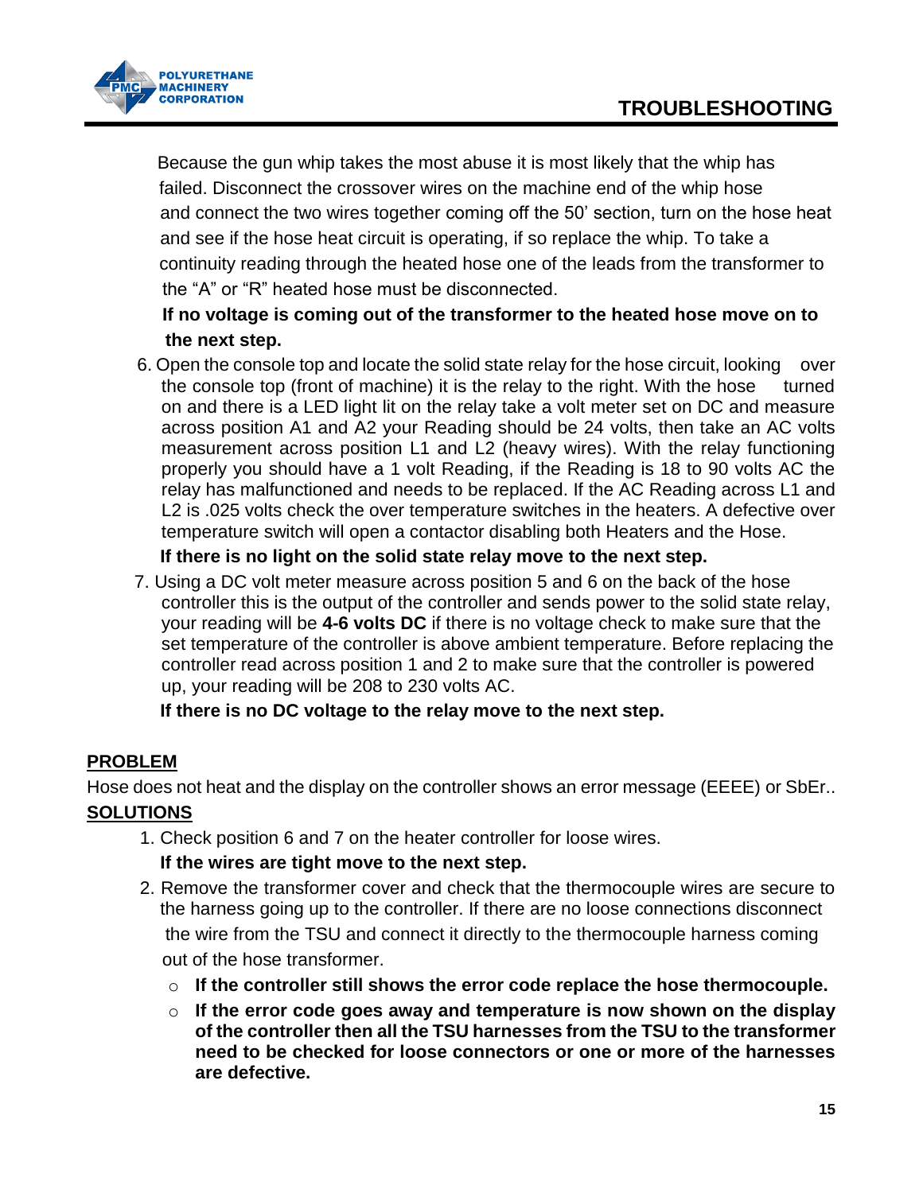Because the gun whip takes the most abuse it is most likely that the whip has failed. Disconnect the crossover wires on the machine end of the whip hose and connect the two wires together coming off the 50' section, turn on the hose heat and see if the hose heat circuit is operating, if so replace the whip. To take a continuity reading through the heated hose one of the leads from the transformer to the "A" or "R" heated hose must be disconnected.

**If no voltage is coming out of the transformer to the heated hose move on to the next step.**

6. Open the console top and locate the solid state relay for the hose circuit, looking over the console top (front of machine) it is the relay to the right. With the hose turned on and there is a LED light lit on the relay take a volt meter set on DC and measure across position A1 and A2 your Reading should be 24 volts, then take an AC volts measurement across position L1 and L2 (heavy wires). With the relay functioning properly you should have a 1 volt Reading, if the Reading is 18 to 90 volts AC the relay has malfunctioned and needs to be replaced. If the AC Reading across L1 and L2 is .025 volts check the over temperature switches in the heaters. A defective over temperature switch will open a contactor disabling both Heaters and the Hose.

   **If there is no light on the solid state relay move to the next step.**

7. Using a DC volt meter measure across position 5 and 6 on the back of the hose controller this is the output of the controller and sends power to the solid state relay, your reading will be **4-6 volts DC** if there is no voltage check to make sure that the set temperature of the controller is above ambient temperature. Before replacing the controller read across position 1 and 2 to make sure that the controller is powered up, your reading will be 208 to 230 volts AC.

   **If there is no DC voltage to the relay move to the next step.**

**PROBLEM**

Hose does not heat and the display on the controller shows an error message (EEEE) or SbEr..

**SOLUTIONS**

1. Check position 6 and 7 on the heater controller for loose wires.

   **If the wires are tight move to the next step.**

2. Remove the transformer cover and check that the thermocouple wires are secure to the harness going up to the controller. If there are no loose connections disconnect the wire from the TSU and connect it directly to the thermocouple harness coming out of the hose transformer.
   - **If the controller still shows the error code replace the hose thermocouple.**
   - **If the error code goes away and temperature is now shown on the display of the controller then all the TSU harnesses from the TSU to the transformer need to be checked for loose connectors or one or more of the harnesses are defective.**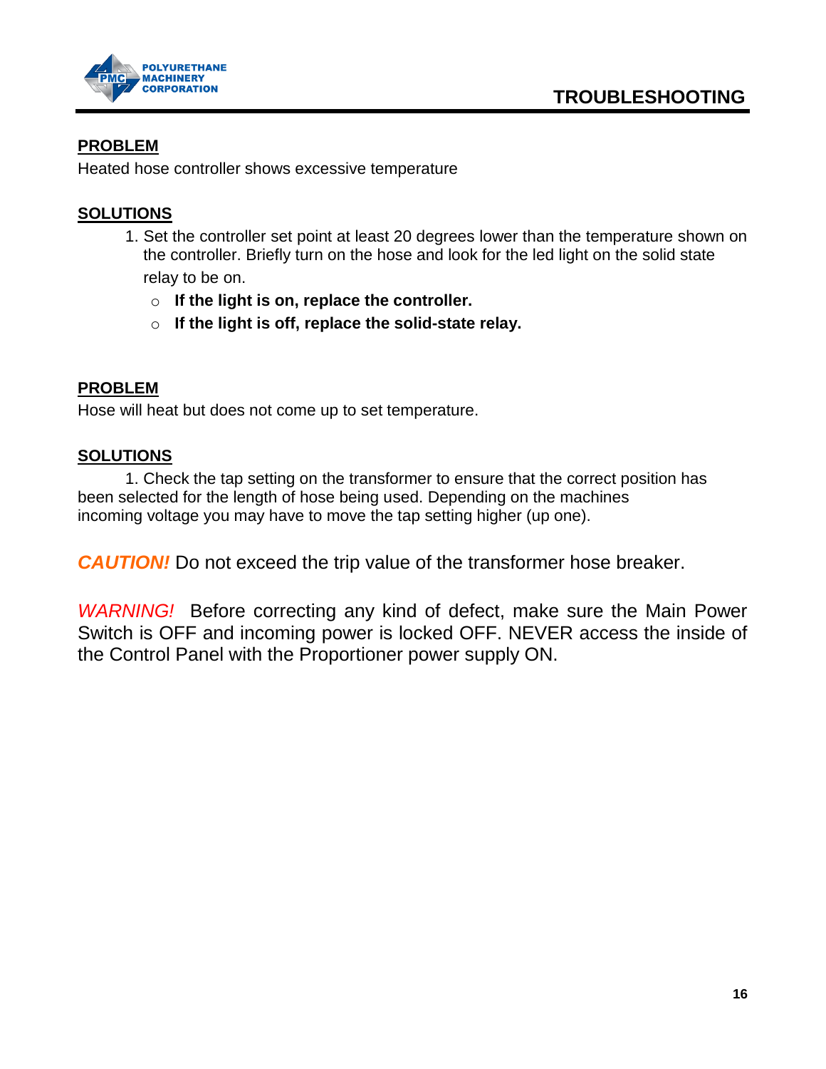# TROUBLESHOOTING

**PROBLEM**

Heated hose controller shows excessive temperature

**SOLUTIONS**

1. Set the controller set point at least 20 degrees lower than the temperature shown on the controller. Briefly turn on the hose and look for the led light on the solid state relay to be on.
   - **If the light is on, replace the controller.**
   - **If the light is off, replace the solid-state relay.**

**PROBLEM**

Hose will heat but does not come up to set temperature.

**SOLUTIONS**

1. Check the tap setting on the transformer to ensure that the correct position has been selected for the length of hose being used. Depending on the machines incoming voltage you may have to move the tap setting higher (up one).

***CAUTION!*** Do not exceed the trip value of the transformer hose breaker.

*WARNING!* Before correcting any kind of defect, make sure the Main Power Switch is OFF and incoming power is locked OFF. NEVER access the inside of the Control Panel with the Proportioner power supply ON.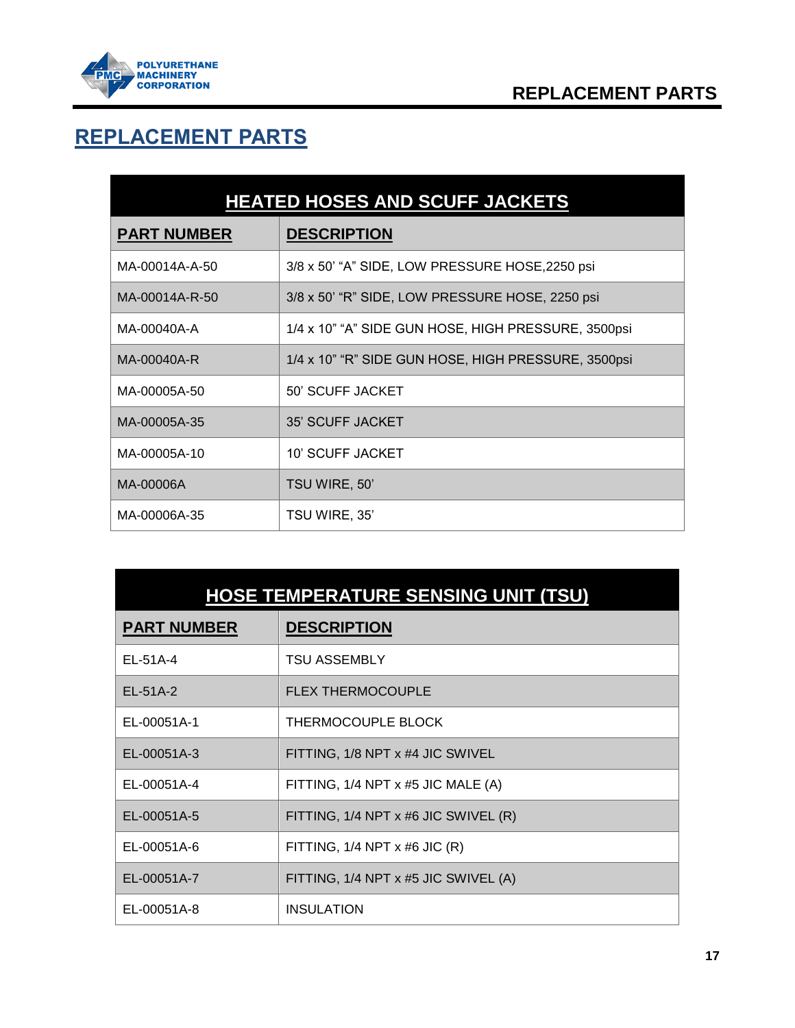# REPLACEMENT PARTS

| HEATED HOSES AND SCUFF JACKETS | |
|---|---|
| **PART NUMBER** | **DESCRIPTION** |
| MA-00014A-A-50 | 3/8 x 50' "A" SIDE, LOW PRESSURE HOSE,2250 psi |
| MA-00014A-R-50 | 3/8 x 50' "R" SIDE, LOW PRESSURE HOSE, 2250 psi |
| MA-00040A-A | 1/4 x 10" "A" SIDE GUN HOSE, HIGH PRESSURE, 3500psi |
| MA-00040A-R | 1/4 x 10" "R" SIDE GUN HOSE, HIGH PRESSURE, 3500psi |
| MA-00005A-50 | 50' SCUFF JACKET |
| MA-00005A-35 | 35' SCUFF JACKET |
| MA-00005A-10 | 10' SCUFF JACKET |
| MA-00006A | TSU WIRE, 50' |
| MA-00006A-35 | TSU WIRE, 35' |

| HOSE TEMPERATURE SENSING UNIT (TSU) | |
|---|---|
| **PART NUMBER** | **DESCRIPTION** |
| EL-51A-4 | TSU ASSEMBLY |
| EL-51A-2 | FLEX THERMOCOUPLE |
| EL-00051A-1 | THERMOCOUPLE BLOCK |
| EL-00051A-3 | FITTING, 1/8 NPT x #4 JIC SWIVEL |
| EL-00051A-4 | FITTING, 1/4 NPT x #5 JIC MALE (A) |
| EL-00051A-5 | FITTING, 1/4 NPT x #6 JIC SWIVEL (R) |
| EL-00051A-6 | FITTING, 1/4 NPT x #6 JIC (R) |
| EL-00051A-7 | FITTING, 1/4 NPT x #5 JIC SWIVEL (A) |
| EL-00051A-8 | INSULATION |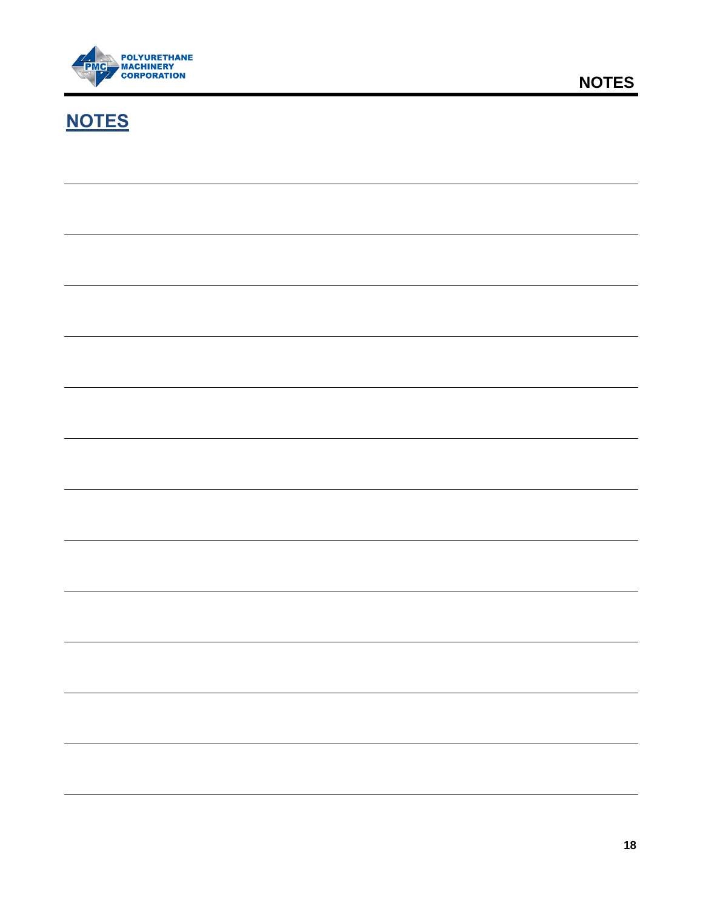## NOTES